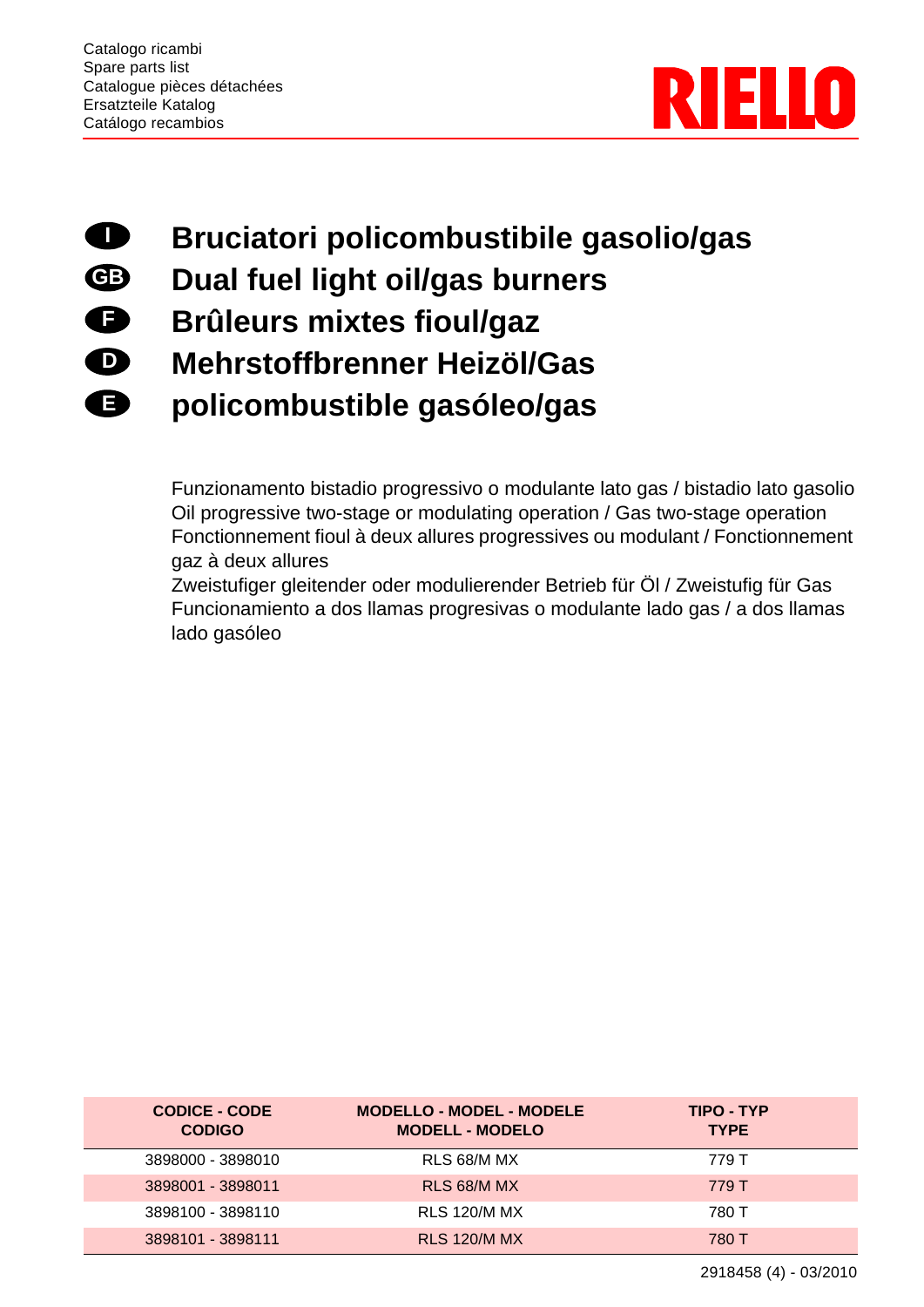Catalogo ricambi
Spare parts list
Catalogue pièces détachées
Ersatzteile Katalog
Catálogo recambios

RIELLO

# I Bruciatori policombustibile gasolio/gas

# GB Dual fuel light oil/gas burners

# F Brûleurs mixtes fioul/gaz

# D Mehrstoffbrenner Heizöl/Gas

# E policombustible gasóleo/gas

Funzionamento bistadio progressivo o modulante lato gas / bistadio lato gasolio
Oil progressive two-stage or modulating operation / Gas two-stage operation
Fonctionnement fioul à deux allures progressives ou modulant / Fonctionnement gaz à deux allures
Zweistufiger gleitender oder modulierender Betrieb für Öl / Zweistufig für Gas
Funcionamiento a dos llamas progresivas o modulante lado gas / a dos llamas lado gasóleo

| CODICE - CODE CODIGO | MODELLO - MODEL - MODELE MODELL - MODELO | TIPO - TYP TYPE |
|---|---|---|
| 3898000 - 3898010 | RLS 68/M MX | 779 T |
| 3898001 - 3898011 | RLS 68/M MX | 779 T |
| 3898100 - 3898110 | RLS 120/M MX | 780 T |
| 3898101 - 3898111 | RLS 120/M MX | 780 T |

2918458 (4) - 03/2010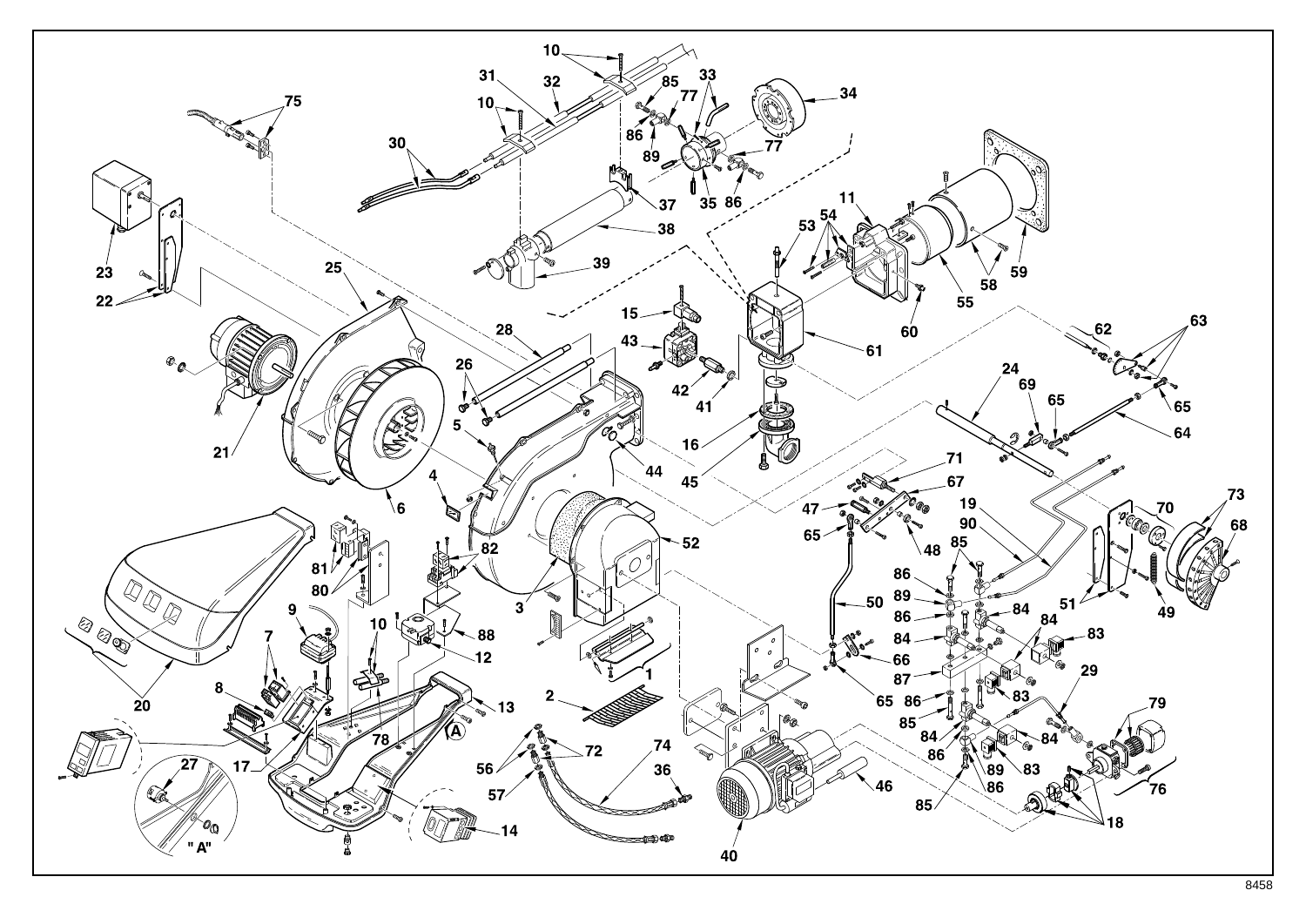8458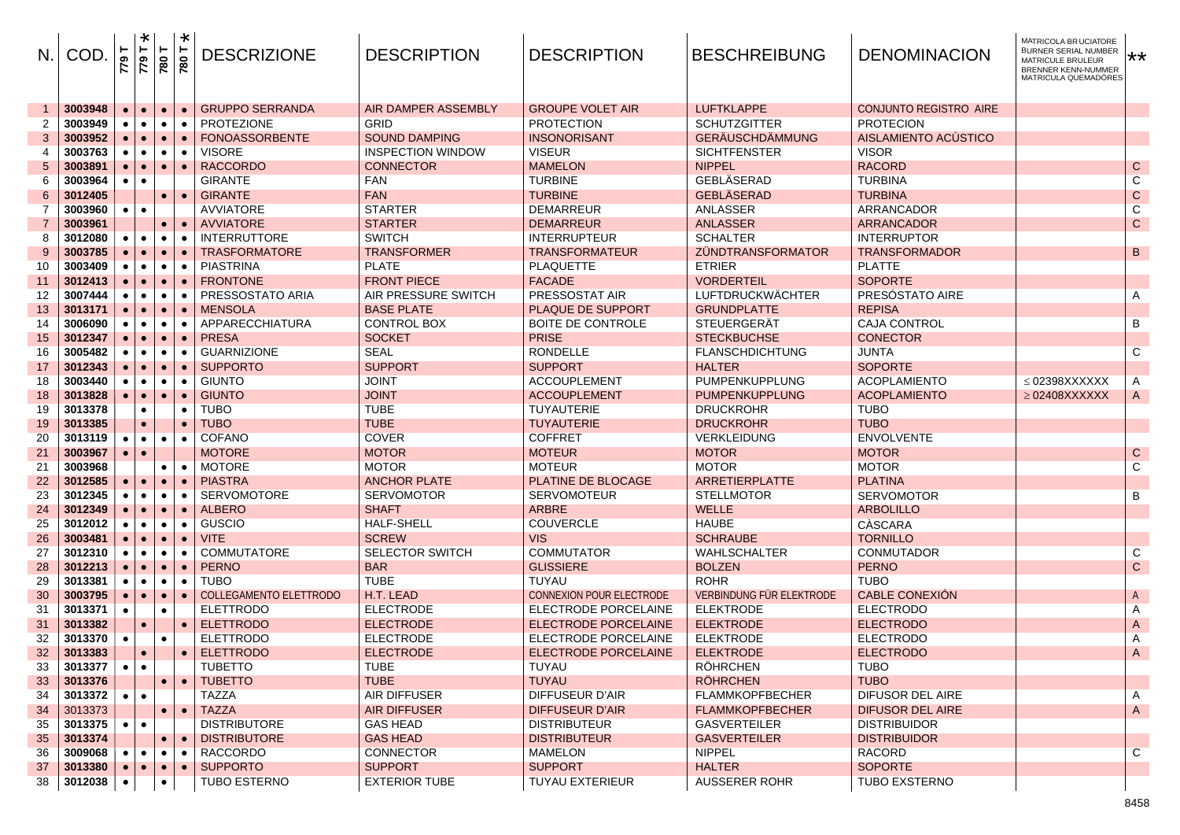| N. | COD. | 779 T | 779 T * | 780 T | 780 T * | DESCRIZIONE | DESCRIPTION | DESCRIPTION | BESCHREIBUNG | DENOMINACION | MATRICOLA BRUCIATORE BURNER SERIAL NUMBER MATRICULE BRULEUR BRENNER KENN-NUMMER MATRICULA QUEMADORES | ** |
|---|---|---|---|---|---|---|---|---|---|---|---|---|
| 1 | 3003948 | • | • | • | • | GRUPPO SERRANDA | AIR DAMPER ASSEMBLY | GROUPE VOLET AIR | LUFTKLAPPE | CONJUNTO REGISTRO AIRE | | |
| 2 | 3003949 | • | • | • | • | PROTEZIONE | GRID | PROTECTION | SCHUTZGITTER | PROTECION | | |
| 3 | 3003952 | • | • | • | • | FONOASSORBENTE | SOUND DAMPING | INSONORISANT | GERÄUSCHDÄMMUNG | AISLAMIENTO ACÙSTICO | | |
| 4 | 3003763 | • | • | • | • | VISORE | INSPECTION WINDOW | VISEUR | SICHTFENSTER | VISOR | | |
| 5 | 3003891 | • | • | • | • | RACCORDO | CONNECTOR | MAMELON | NIPPEL | RACORD | | C |
| 6 | 3003964 | • | • | | | GIRANTE | FAN | TURBINE | GEBLÄSERAD | TURBINA | | C |
| 6 | 3012405 | | | • | • | GIRANTE | FAN | TURBINE | GEBLÄSERAD | TURBINA | | C |
| 7 | 3003960 | • | • | | | AVVIATORE | STARTER | DEMARREUR | ANLASSER | ARRANCADOR | | C |
| 7 | 3003961 | | | • | • | AVVIATORE | STARTER | DEMARREUR | ANLASSER | ARRANCADOR | | C |
| 8 | 3012080 | • | • | • | • | INTERRUTTORE | SWITCH | INTERRUPTEUR | SCHALTER | INTERRUPTOR | | |
| 9 | 3003785 | • | • | • | • | TRASFORMATORE | TRANSFORMER | TRANSFORMATEUR | ZÜNDTRANSFORMATOR | TRANSFORMADOR | | B |
| 10 | 3003409 | • | • | • | • | PIASTRINA | PLATE | PLAQUETTE | ETRIER | PLATTE | | |
| 11 | 3012413 | • | • | • | • | FRONTONE | FRONT PIECE | FACADE | VORDERTEIL | SOPORTE | | |
| 12 | 3007444 | • | • | • | • | PRESSOSTATO ARIA | AIR PRESSURE SWITCH | PRESSOSTAT AIR | LUFTDRUCKWÄCHTER | PRESÓSTATO AIRE | | A |
| 13 | 3013171 | • | • | • | • | MENSOLA | BASE PLATE | PLAQUE DE SUPPORT | GRUNDPLATTE | REPISA | | |
| 14 | 3006090 | • | • | • | • | APPARECCHIATURA | CONTROL BOX | BOITE DE CONTROLE | STEUERGERÄT | CAJA CONTROL | | B |
| 15 | 3012347 | • | • | • | • | PRESA | SOCKET | PRISE | STECKBUCHSE | CONECTOR | | |
| 16 | 3005482 | • | • | • | • | GUARNIZIONE | SEAL | RONDELLE | FLANSCHDICHTUNG | JUNTA | | C |
| 17 | 3012343 | • | • | • | • | SUPPORTO | SUPPORT | SUPPORT | HALTER | SOPORTE | | |
| 18 | 3003440 | • | • | • | • | GIUNTO | JOINT | ACCOUPLEMENT | PUMPENKUPPLUNG | ACOPLAMIENTO | ≤ 02398XXXXXX | A |
| 18 | 3013828 | • | • | • | • | GIUNTO | JOINT | ACCOUPLEMENT | PUMPENKUPPLUNG | ACOPLAMIENTO | ≥ 02408XXXXXX | A |
| 19 | 3013378 | | • | | • | TUBO | TUBE | TUYAUTERIE | DRUCKROHR | TUBO | | |
| 19 | 3013385 | | • | | • | TUBO | TUBE | TUYAUTERIE | DRUCKROHR | TUBO | | |
| 20 | 3013119 | • | • | • | • | COFANO | COVER | COFFRET | VERKLEIDUNG | ENVOLVENTE | | |
| 21 | 3003967 | • | • | | | MOTORE | MOTOR | MOTEUR | MOTOR | MOTOR | | C |
| 21 | 3003968 | | | • | • | MOTORE | MOTOR | MOTEUR | MOTOR | MOTOR | | C |
| 22 | 3012585 | • | • | • | • | PIASTRA | ANCHOR PLATE | PLATINE DE BLOCAGE | ARRETIERPLATTE | PLATINA | | |
| 23 | 3012345 | • | • | • | • | SERVOMOTORE | SERVOMOTOR | SERVOMOTEUR | STELLMOTOR | SERVOMOTOR | | B |
| 24 | 3012349 | • | • | • | • | ALBERO | SHAFT | ARBRE | WELLE | ARBOLILLO | | |
| 25 | 3012012 | • | • | • | • | GUSCIO | HALF-SHELL | COUVERCLE | HAUBE | CÀSCARA | | |
| 26 | 3003481 | • | • | • | • | VITE | SCREW | VIS | SCHRAUBE | TORNILLO | | |
| 27 | 3012310 | • | • | • | • | COMMUTATORE | SELECTOR SWITCH | COMMUTATOR | WAHLSCHALTER | CONMUTADOR | | C |
| 28 | 3012213 | • | • | • | • | PERNO | BAR | GLISSIERE | BOLZEN | PERNO | | C |
| 29 | 3013381 | • | • | • | • | TUBO | TUBE | TUYAU | ROHR | TUBO | | |
| 30 | 3003795 | • | • | • | • | COLLEGAMENTO ELETTRODO | H.T. LEAD | CONNEXION POUR ELECTRODE | VERBINDUNG FÜR ELEKTRODE | CABLE CONEXIÓN | | A |
| 31 | 3013371 | • | | • | | ELETTRODO | ELECTRODE | ELECTRODE PORCELAINE | ELEKTRODE | ELECTRODO | | A |
| 31 | 3013382 | | • | | • | ELETTRODO | ELECTRODE | ELECTRODE PORCELAINE | ELEKTRODE | ELECTRODO | | A |
| 32 | 3013370 | • | | • | | ELETTRODO | ELECTRODE | ELECTRODE PORCELAINE | ELEKTRODE | ELECTRODO | | A |
| 32 | 3013383 | | • | | • | ELETTRODO | ELECTRODE | ELECTRODE PORCELAINE | ELEKTRODE | ELECTRODO | | A |
| 33 | 3013377 | • | • | | | TUBETTO | TUBE | TUYAU | RÖHRCHEN | TUBO | | |
| 33 | 3013376 | | | • | • | TUBETTO | TUBE | TUYAU | RÖHRCHEN | TUBO | | |
| 34 | 3013372 | • | • | | | TAZZA | AIR DIFFUSER | DIFFUSEUR D'AIR | FLAMMKOPFBECHER | DIFUSOR DEL AIRE | | A |
| 34 | 3013373 | | | • | • | TAZZA | AIR DIFFUSER | DIFFUSEUR D'AIR | FLAMMKOPFBECHER | DIFUSOR DEL AIRE | | A |
| 35 | 3013375 | • | • | | | DISTRIBUTORE | GAS HEAD | DISTRIBUTEUR | GASVERTEILER | DISTRIBUIDOR | | |
| 35 | 3013374 | | | • | • | DISTRIBUTORE | GAS HEAD | DISTRIBUTEUR | GASVERTEILER | DISTRIBUIDOR | | |
| 36 | 3009068 | • | • | • | • | RACCORDO | CONNECTOR | MAMELON | NIPPEL | RACORD | | C |
| 37 | 3013380 | • | • | • | • | SUPPORTO | SUPPORT | SUPPORT | HALTER | SOPORTE | | |
| 38 | 3012038 | • | | • | | TUBO ESTERNO | EXTERIOR TUBE | TUYAU EXTERIEUR | AUSSERER ROHR | TUBO EXSTERNO | | |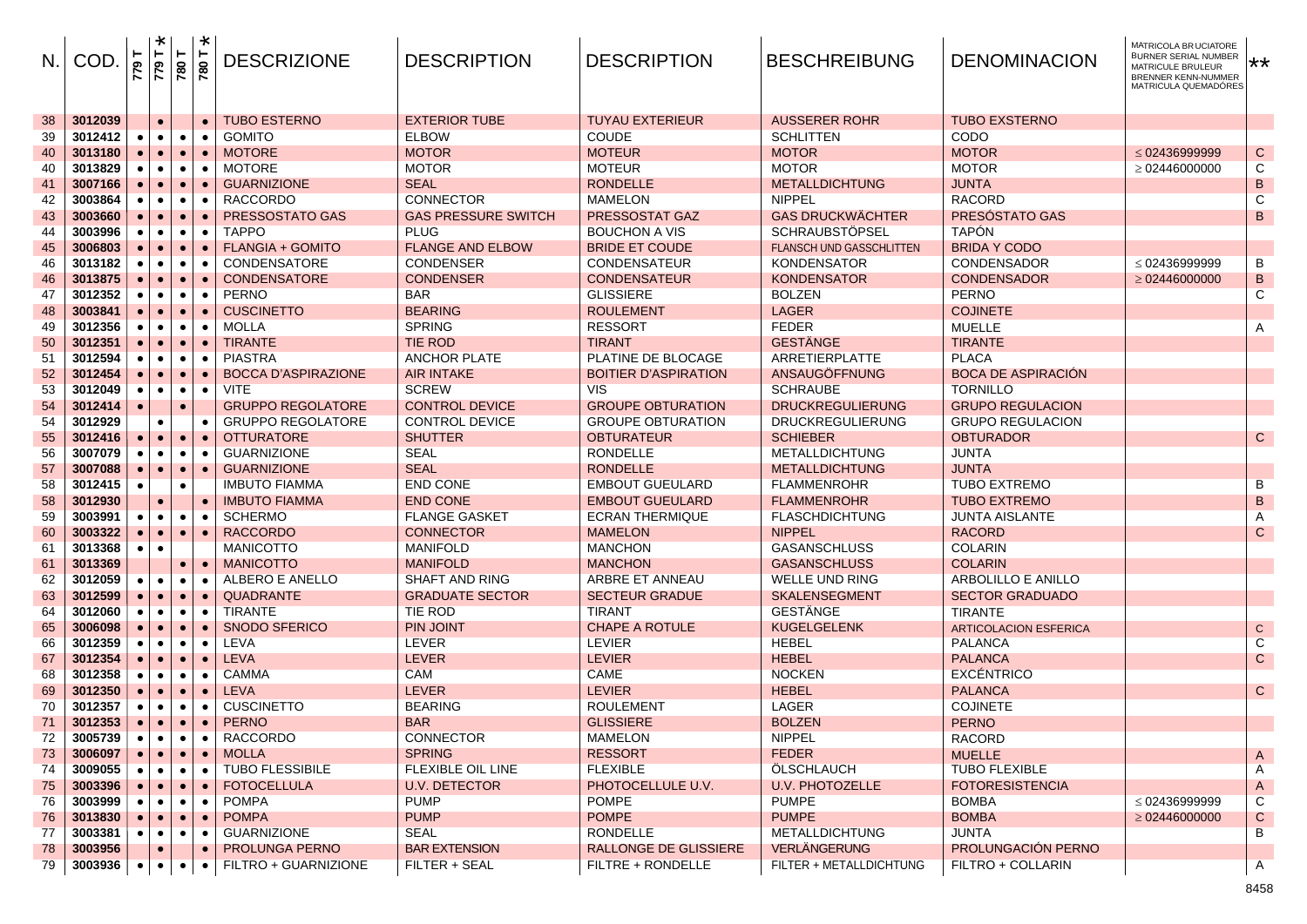| N. | COD. | 779 T | 779 T * | 780 T | 780 T * | DESCRIZIONE | DESCRIPTION | DESCRIPTION | BESCHREIBUNG | DENOMINACION | MATRICOLA BRUCIATORE BURNER SERIAL NUMBER MATRICULE BRULEUR BRENNER KENN-NUMMER MATRICULA QUEMADORES | ** |
|---|---|---|---|---|---|---|---|---|---|---|---|---|
| 38 | 3012039 | | • | | • | TUBO ESTERNO | EXTERIOR TUBE | TUYAU EXTERIEUR | AUSSERER ROHR | TUBO EXSTERNO | | |
| 39 | 3012412 | • | • | • | • | GOMITO | ELBOW | COUDE | SCHLITTEN | CODO | | |
| 40 | 3013180 | • | • | • | • | MOTORE | MOTOR | MOTEUR | MOTOR | MOTOR | ≤ 02436999999 | C |
| 40 | 3013829 | • | • | • | • | MOTORE | MOTOR | MOTEUR | MOTOR | MOTOR | ≥ 02446000000 | C |
| 41 | 3007166 | • | • | • | • | GUARNIZIONE | SEAL | RONDELLE | METALLDICHTUNG | JUNTA | | B |
| 42 | 3003864 | • | • | • | • | RACCORDO | CONNECTOR | MAMELON | NIPPEL | RACORD | | C |
| 43 | 3003660 | • | • | • | • | PRESSOSTATO GAS | GAS PRESSURE SWITCH | PRESSOSTAT GAZ | GAS DRUCKWÄCHTER | PRESÓSTATO GAS | | B |
| 44 | 3003996 | • | • | • | • | TAPPO | PLUG | BOUCHON A VIS | SCHRAUBSTÖPSEL | TAPÓN | | |
| 45 | 3006803 | • | • | • | • | FLANGIA + GOMITO | FLANGE AND ELBOW | BRIDE ET COUDE | FLANSCH UND GASSCHLITTEN | BRIDA Y CODO | | |
| 46 | 3013182 | • | • | • | • | CONDENSATORE | CONDENSER | CONDENSATEUR | KONDENSATOR | CONDENSADOR | ≤ 02436999999 | B |
| 46 | 3013875 | • | • | • | • | CONDENSATORE | CONDENSER | CONDENSATEUR | KONDENSATOR | CONDENSADOR | ≥ 02446000000 | B |
| 47 | 3012352 | • | • | • | • | PERNO | BAR | GLISSIERE | BOLZEN | PERNO | | C |
| 48 | 3003841 | • | • | • | • | CUSCINETTO | BEARING | ROULEMENT | LAGER | COJINETE | | |
| 49 | 3012356 | • | • | • | • | MOLLA | SPRING | RESSORT | FEDER | MUELLE | | A |
| 50 | 3012351 | • | • | • | • | TIRANTE | TIE ROD | TIRANT | GESTÄNGE | TIRANTE | | |
| 51 | 3012594 | • | • | • | • | PIASTRA | ANCHOR PLATE | PLATINE DE BLOCAGE | ARRETIERPLATTE | PLACA | | |
| 52 | 3012454 | • | • | • | • | BOCCA D'ASPIRAZIONE | AIR INTAKE | BOITIER D'ASPIRATION | ANSAUGÖFFNUNG | BOCA DE ASPIRACIÓN | | |
| 53 | 3012049 | • | • | • | • | VITE | SCREW | VIS | SCHRAUBE | TORNILLO | | |
| 54 | 3012414 | • | | • | | GRUPPO REGOLATORE | CONTROL DEVICE | GROUPE OBTURATION | DRUCKREGULIERUNG | GRUPO REGULACION | | |
| 54 | 3012929 | | • | | • | GRUPPO REGOLATORE | CONTROL DEVICE | GROUPE OBTURATION | DRUCKREGULIERUNG | GRUPO REGULACION | | |
| 55 | 3012416 | • | • | • | • | OTTURATORE | SHUTTER | OBTURATEUR | SCHIEBER | OBTURADOR | | C |
| 56 | 3007079 | • | • | • | • | GUARNIZIONE | SEAL | RONDELLE | METALLDICHTUNG | JUNTA | | |
| 57 | 3007088 | • | • | • | • | GUARNIZIONE | SEAL | RONDELLE | METALLDICHTUNG | JUNTA | | |
| 58 | 3012415 | • | | • | | IMBUTO FIAMMA | END CONE | EMBOUT GUEULARD | FLAMMENROHR | TUBO EXTREMO | | B |
| 58 | 3012930 | | • | | • | IMBUTO FIAMMA | END CONE | EMBOUT GUEULARD | FLAMMENROHR | TUBO EXTREMO | | B |
| 59 | 3003991 | • | • | • | • | SCHERMO | FLANGE GASKET | ECRAN THERMIQUE | FLASCHDICHTUNG | JUNTA AISLANTE | | A |
| 60 | 3003322 | • | • | • | • | RACCORDO | CONNECTOR | MAMELON | NIPPEL | RACORD | | C |
| 61 | 3013368 | • | • | | | MANICOTTO | MANIFOLD | MANCHON | GASANSCHLUSS | COLARIN | | |
| 61 | 3013369 | | | • | • | MANICOTTO | MANIFOLD | MANCHON | GASANSCHLUSS | COLARIN | | |
| 62 | 3012059 | • | • | • | • | ALBERO E ANELLO | SHAFT AND RING | ARBRE ET ANNEAU | WELLE UND RING | ARBOLILLO E ANILLO | | |
| 63 | 3012599 | • | • | • | • | QUADRANTE | GRADUATE SECTOR | SECTEUR GRADUE | SKALENSEGMENT | SECTOR GRADUADO | | |
| 64 | 3012060 | • | • | • | • | TIRANTE | TIE ROD | TIRANT | GESTÄNGE | TIRANTE | | |
| 65 | 3006098 | • | • | • | • | SNODO SFERICO | PIN JOINT | CHAPE A ROTULE | KUGELGELENK | ARTICOLACION ESFERICA | | C |
| 66 | 3012359 | • | • | • | • | LEVA | LEVER | LEVIER | HEBEL | PALANCA | | C |
| 67 | 3012354 | • | • | • | • | LEVA | LEVER | LEVIER | HEBEL | PALANCA | | C |
| 68 | 3012358 | • | • | • | • | CAMMA | CAM | CAME | NOCKEN | EXCÉNTRICO | | |
| 69 | 3012350 | • | • | • | • | LEVA | LEVER | LEVIER | HEBEL | PALANCA | | C |
| 70 | 3012357 | • | • | • | • | CUSCINETTO | BEARING | ROULEMENT | LAGER | COJINETE | | |
| 71 | 3012353 | • | • | • | • | PERNO | BAR | GLISSIERE | BOLZEN | PERNO | | |
| 72 | 3005739 | • | • | • | • | RACCORDO | CONNECTOR | MAMELON | NIPPEL | RACORD | | |
| 73 | 3006097 | • | • | • | • | MOLLA | SPRING | RESSORT | FEDER | MUELLE | | A |
| 74 | 3009055 | • | • | • | • | TUBO FLESSIBILE | FLEXIBLE OIL LINE | FLEXIBLE | ÖLSCHLAUCH | TUBO FLEXIBLE | | A |
| 75 | 3003396 | • | • | • | • | FOTOCELLULA | U.V. DETECTOR | PHOTOCELLULE U.V. | U.V. PHOTOZELLE | FOTORESISTENCIA | | A |
| 76 | 3003999 | • | • | • | • | POMPA | PUMP | POMPE | PUMPE | BOMBA | ≤ 02436999999 | C |
| 76 | 3013830 | • | • | • | • | POMPA | PUMP | POMPE | PUMPE | BOMBA | ≥ 02446000000 | C |
| 77 | 3003381 | • | • | • | • | GUARNIZIONE | SEAL | RONDELLE | METALLDICHTUNG | JUNTA | | B |
| 78 | 3003956 | | • | | • | PROLUNGA PERNO | BAR EXTENSION | RALLONGE DE GLISSIERE | VERLÄNGERUNG | PROLUNGACIÓN PERNO | | |
| 79 | 3003936 | • | • | • | • | FILTRO + GUARNIZIONE | FILTER + SEAL | FILTRE + RONDELLE | FILTER + METALLDICHTUNG | FILTRO + COLLARIN | | A |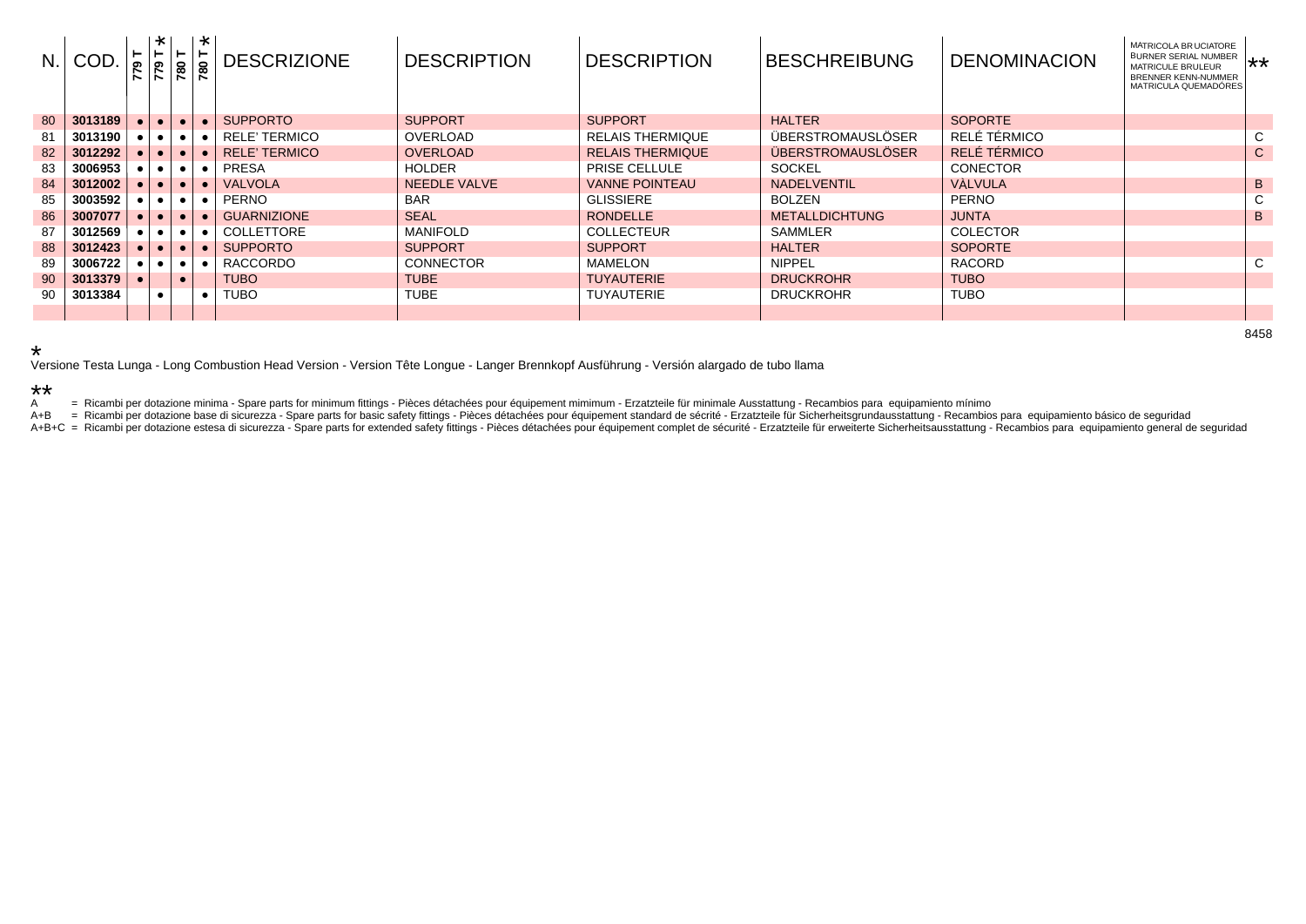| N. | COD. | 779 T | 779 T * | 780 T | 780 T * | DESCRIZIONE | DESCRIPTION | DESCRIPTION | BESCHREIBUNG | DENOMINACION | MATRICOLA BRUCIATORE BURNER SERIAL NUMBER MATRICULE BRULEUR BRENNER KENN-NUMMER MATRICULA QUEMADORES | ** |
|---|---|---|---|---|---|---|---|---|---|---|---|---|
| 80 | **3013189** | ● | ● | ● | ● | SUPPORTO | SUPPORT | SUPPORT | HALTER | SOPORTE | | |
| 81 | **3013190** | ● | ● | ● | ● | RELE' TERMICO | OVERLOAD | RELAIS THERMIQUE | ÜBERSTROMAUSLÖSER | RELÉ TÉRMICO | | C |
| 82 | **3012292** | ● | ● | ● | ● | RELE' TERMICO | OVERLOAD | RELAIS THERMIQUE | ÜBERSTROMAUSLÖSER | RELÉ TÉRMICO | | C |
| 83 | **3006953** | ● | ● | ● | ● | PRESA | HOLDER | PRISE CELLULE | SOCKEL | CONECTOR | | |
| 84 | **3012002** | ● | ● | ● | ● | VALVOLA | NEEDLE VALVE | VANNE POINTEAU | NADELVENTIL | VÀLVULA | | B |
| 85 | **3003592** | ● | ● | ● | ● | PERNO | BAR | GLISSIERE | BOLZEN | PERNO | | C |
| 86 | **3007077** | ● | ● | ● | ● | GUARNIZIONE | SEAL | RONDELLE | METALLDICHTUNG | JUNTA | | B |
| 87 | **3012569** | ● | ● | ● | ● | COLLETTORE | MANIFOLD | COLLECTEUR | SAMMLER | COLECTOR | | |
| 88 | **3012423** | ● | ● | ● | ● | SUPPORTO | SUPPORT | SUPPORT | HALTER | SOPORTE | | |
| 89 | **3006722** | ● | ● | ● | ● | RACCORDO | CONNECTOR | MAMELON | NIPPEL | RACORD | | C |
| 90 | **3013379** | ● | | ● | | TUBO | TUBE | TUYAUTERIE | DRUCKROHR | TUBO | | |
| 90 | **3013384** | | ● | | ● | TUBO | TUBE | TUYAUTERIE | DRUCKROHR | TUBO | | |

8458

\*
Versione Testa Lunga - Long Combustion Head Version - Version Tête Longue - Langer Brennkopf Ausführung - Versión alargado de tubo llama

\*\*
A = Ricambi per dotazione minima - Spare parts for minimum fittings - Pièces détachées pour équipement mimimum - Erzatzteile für minimale Ausstattung - Recambios para equipamiento mínimo
A+B = Ricambi per dotazione base di sicurezza - Spare parts for basic safety fittings - Pièces détachées pour équipement standard de sécrité - Erzatzteile für Sicherheitsgrundausstattung - Recambios para equipamiento básico de seguridad
A+B+C = Ricambi per dotazione estesa di sicurezza - Spare parts for extended safety fittings - Pièces détachées pour équipement complet de sécurité - Erzatzteile für erweiterte Sicherheitsausstattung - Recambios para equipamiento general de seguridad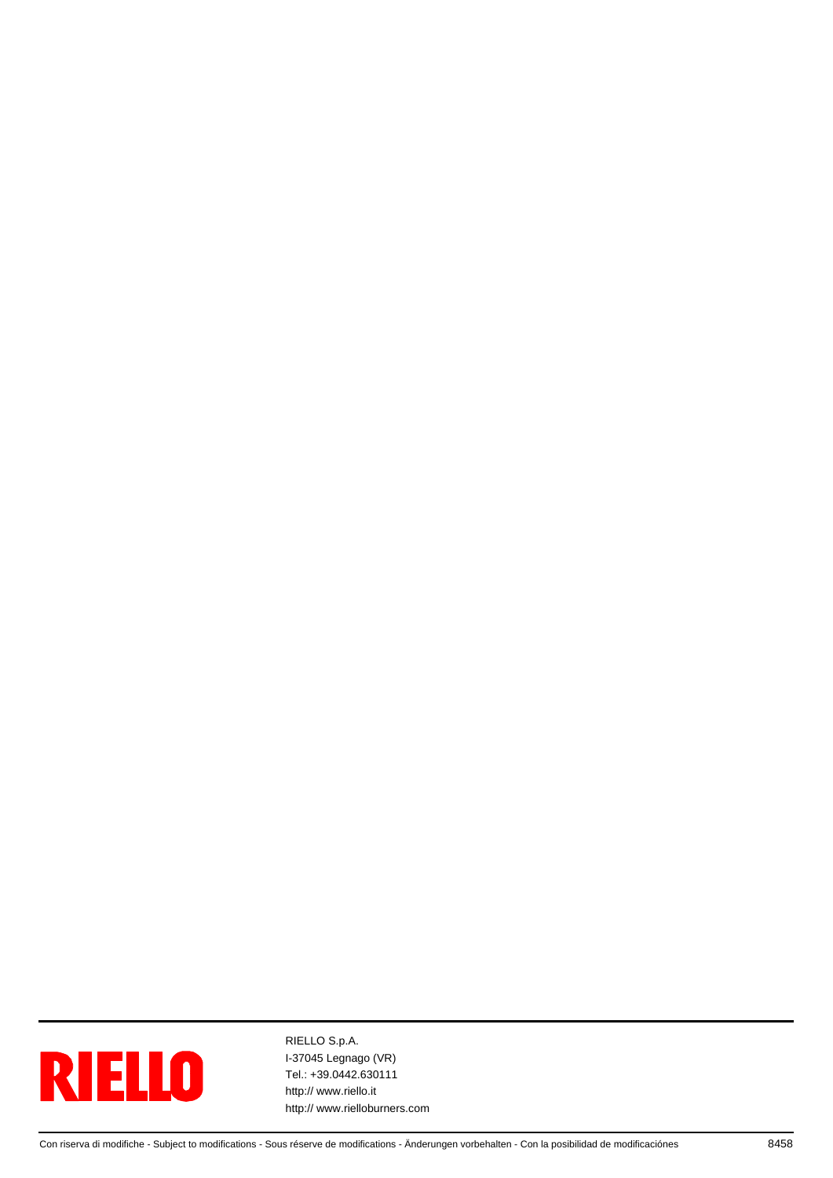RIELLO

RIELLO S.p.A.
I-37045 Legnago (VR)
Tel.: +39.0442.630111
http:// www.riello.it
http:// www.rielloburners.com

Con riserva di modifiche - Subject to modifications - Sous réserve de modifications - Änderungen vorbehalten - Con la posibilidad de modificaciónes

8458